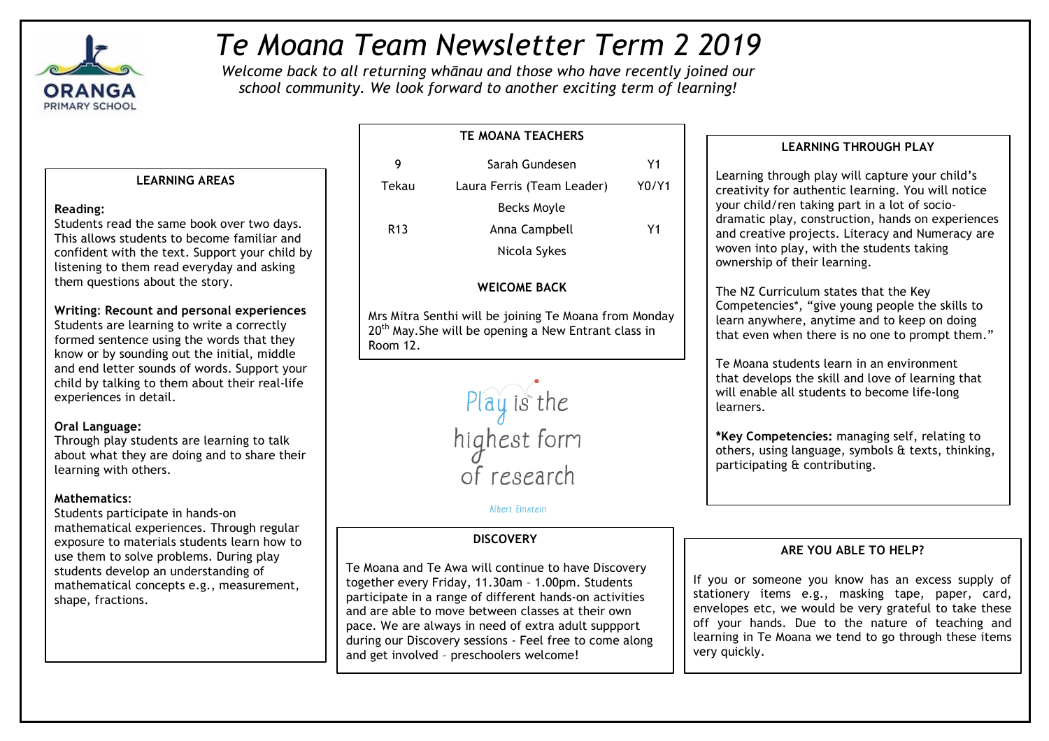# *Te Moana Team Newsletter Term 2 2019*

*Welcome back to all returning whānau and those who have recently joined our school community. We look forward to another exciting term of learning!*

## LEARNING AREAS

**Reading:**
Students read the same book over two days. This allows students to become familiar and confident with the text. Support your child by listening to them read everyday and asking them questions about the story.

**Writing: Recount and personal experiences**
Students are learning to write a correctly formed sentence using the words that they know or by sounding out the initial, middle and end letter sounds of words. Support your child by talking to them about their real-life experiences in detail.

**Oral Language:**
Through play students are learning to talk about what they are doing and to share their learning with others.

**Mathematics:**
Students participate in hands-on mathematical experiences. Through regular exposure to materials students learn how to use them to solve problems. During play students develop an understanding of mathematical concepts e.g., measurement, shape, fractions.

## TE MOANA TEACHERS

| | | |
|---|---|---|
| 9 | Sarah Gundesen | Y1 |
| Tekau | Laura Ferris (Team Leader) | Y0/Y1 |
| | Becks Moyle | |
| R13 | Anna Campbell | Y1 |
| | Nicola Sykes | |

## WElCOME BACK

Mrs Mitra Senthi will be joining Te Moana from Monday 20th May.She will be opening a New Entrant class in Room 12.

Play is the highest form of research

Albert Einstein

## DISCOVERY

Te Moana and Te Awa will continue to have Discovery together every Friday, 11.30am – 1.00pm. Students participate in a range of different hands-on activities and are able to move between classes at their own pace. We are always in need of extra adult suppport during our Discovery sessions - Feel free to come along and get involved – preschoolers welcome!

## LEARNING THROUGH PLAY

Learning through play will capture your child's creativity for authentic learning. You will notice your child/ren taking part in a lot of socio-dramatic play, construction, hands on experiences and creative projects. Literacy and Numeracy are woven into play, with the students taking ownership of their learning.

The NZ Curriculum states that the Key Competencies*, "give young people the skills to learn anywhere, anytime and to keep on doing that even when there is no one to prompt them."

Te Moana students learn in an environment that develops the skill and love of learning that will enable all students to become life-long learners.

***Key Competencies:** managing self, relating to others, using language, symbols & texts, thinking, participating & contributing.

## ARE YOU ABLE TO HELP?

If you or someone you know has an excess supply of stationery items e.g., masking tape, paper, card, envelopes etc, we would be very grateful to take these off your hands. Due to the nature of teaching and learning in Te Moana we tend to go through these items very quickly.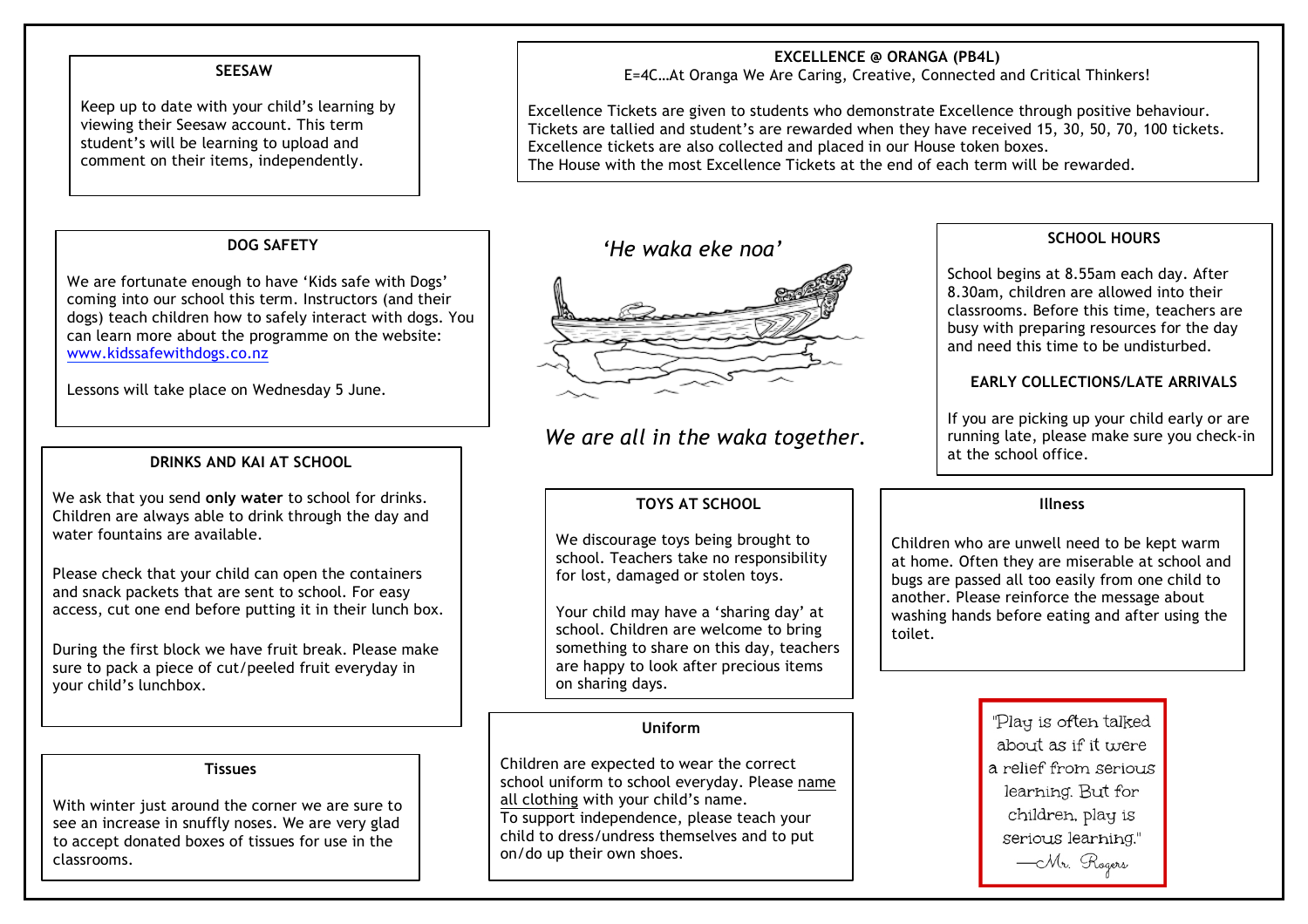## SEESAW

Keep up to date with your child's learning by viewing their Seesaw account. This term student's will be learning to upload and comment on their items, independently.

## EXCELLENCE @ ORANGA (PB4L)

E=4C…At Oranga We Are Caring, Creative, Connected and Critical Thinkers!

Excellence Tickets are given to students who demonstrate Excellence through positive behaviour. Tickets are tallied and student's are rewarded when they have received 15, 30, 50, 70, 100 tickets. Excellence tickets are also collected and placed in our House token boxes.
The House with the most Excellence Tickets at the end of each term will be rewarded.

## DOG SAFETY

We are fortunate enough to have 'Kids safe with Dogs' coming into our school this term. Instructors (and their dogs) teach children how to safely interact with dogs. You can learn more about the programme on the website: www.kidssafewithdogs.co.nz

Lessons will take place on Wednesday 5 June.

*'He waka eke noa'*

*We are all in the waka together.*

## SCHOOL HOURS

School begins at 8.55am each day. After 8.30am, children are allowed into their classrooms. Before this time, teachers are busy with preparing resources for the day and need this time to be undisturbed.

## EARLY COLLECTIONS/LATE ARRIVALS

If you are picking up your child early or are running late, please make sure you check-in at the school office.

## DRINKS AND KAI AT SCHOOL

We ask that you send **only water** to school for drinks. Children are always able to drink through the day and water fountains are available.

Please check that your child can open the containers and snack packets that are sent to school. For easy access, cut one end before putting it in their lunch box.

During the first block we have fruit break. Please make sure to pack a piece of cut/peeled fruit everyday in your child's lunchbox.

## TOYS AT SCHOOL

We discourage toys being brought to school. Teachers take no responsibility for lost, damaged or stolen toys.

Your child may have a 'sharing day' at school. Children are welcome to bring something to share on this day, teachers are happy to look after precious items on sharing days.

## Illness

Children who are unwell need to be kept warm at home. Often they are miserable at school and bugs are passed all too easily from one child to another. Please reinforce the message about washing hands before eating and after using the toilet.

## Tissues

With winter just around the corner we are sure to see an increase in snuffly noses. We are very glad to accept donated boxes of tissues for use in the classrooms.

## Uniform

Children are expected to wear the correct school uniform to school everyday. Please name all clothing with your child's name.
To support independence, please teach your child to dress/undress themselves and to put on/do up their own shoes.

"Play is often talked about as if it were a relief from serious learning. But for children, play is serious learning."
—Mr. Rogers